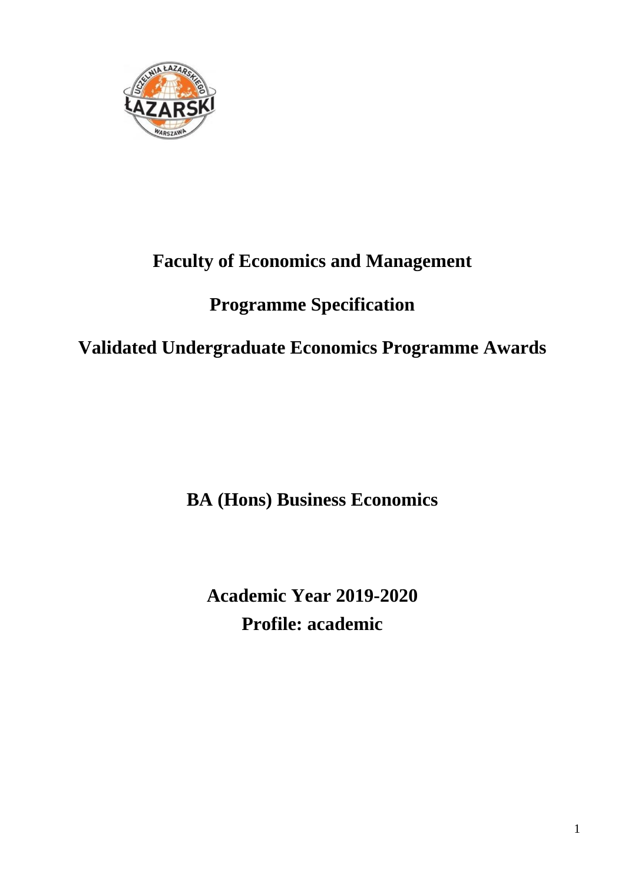# Faculty of Economics and Management

## Programme Specification

## Validated Undergraduate Economics Programme Awards

## BA (Hons) Business Economics

## Academic Year 2019-2020

## Profile: academic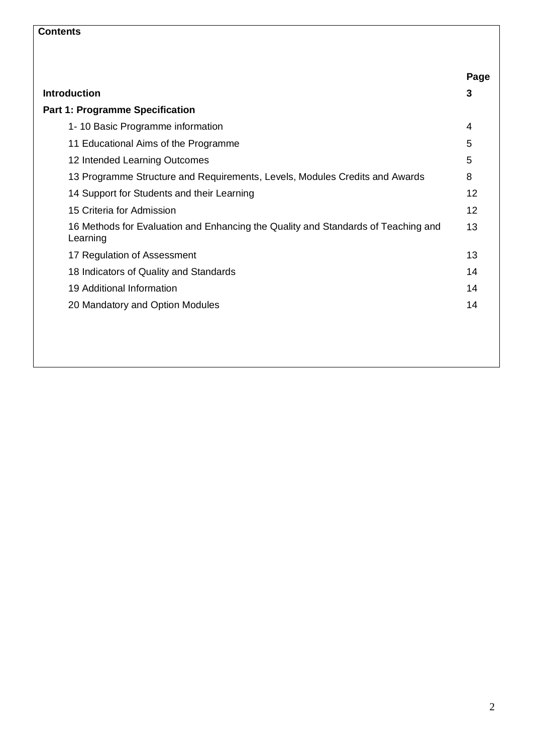**Contents**

| | Page |
|---|---|
| **Introduction** | **3** |
| **Part 1: Programme Specification** | |
| 1- 10 Basic Programme information | 4 |
| 11 Educational Aims of the Programme | 5 |
| 12 Intended Learning Outcomes | 5 |
| 13 Programme Structure and Requirements, Levels, Modules Credits and Awards | 8 |
| 14 Support for Students and their Learning | 12 |
| 15 Criteria for Admission | 12 |
| 16 Methods for Evaluation and Enhancing the Quality and Standards of Teaching and Learning | 13 |
| 17 Regulation of Assessment | 13 |
| 18 Indicators of Quality and Standards | 14 |
| 19 Additional Information | 14 |
| 20 Mandatory and Option Modules | 14 |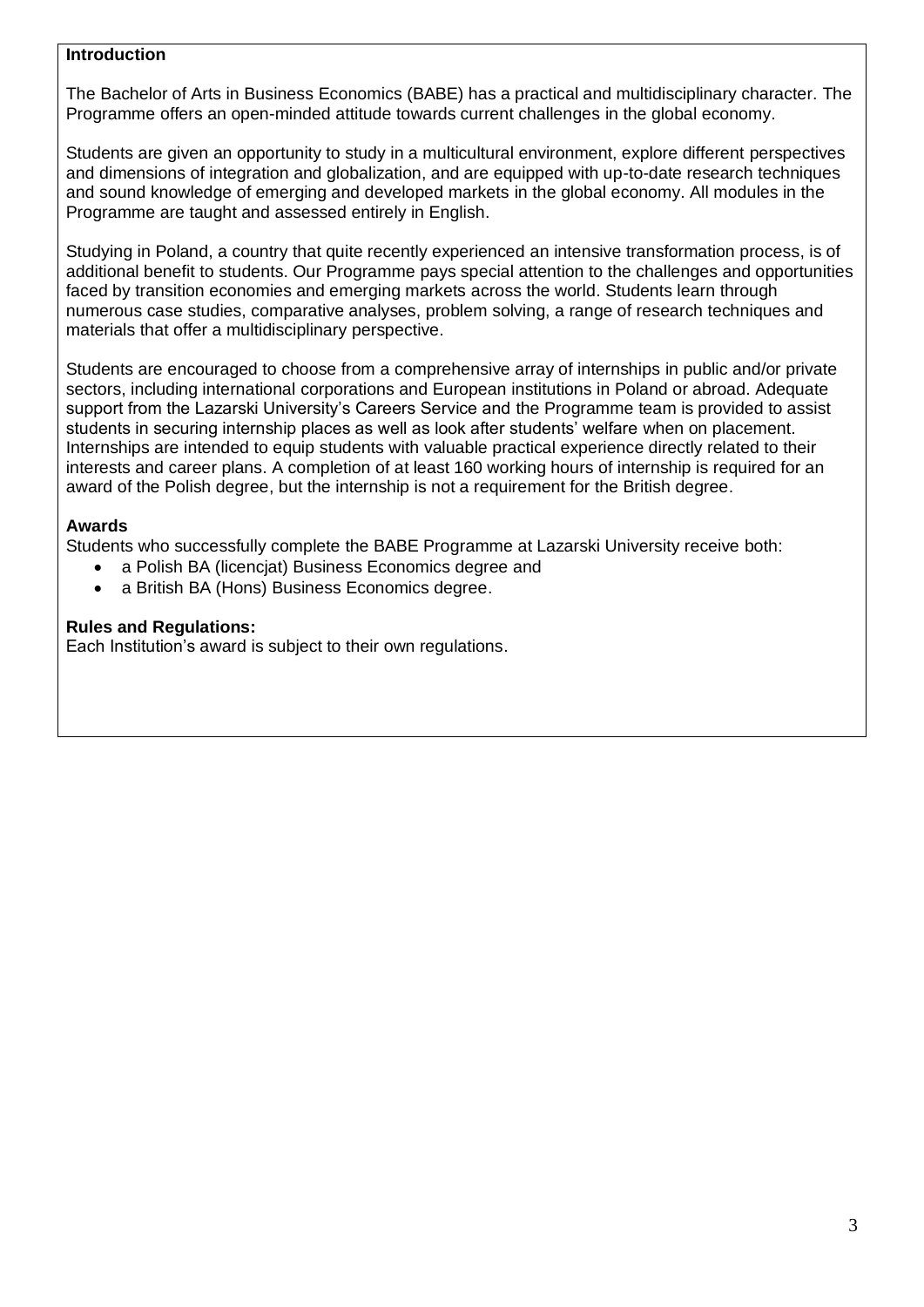**Introduction**

The Bachelor of Arts in Business Economics (BABE) has a practical and multidisciplinary character. The Programme offers an open-minded attitude towards current challenges in the global economy.

Students are given an opportunity to study in a multicultural environment, explore different perspectives and dimensions of integration and globalization, and are equipped with up-to-date research techniques and sound knowledge of emerging and developed markets in the global economy. All modules in the Programme are taught and assessed entirely in English.

Studying in Poland, a country that quite recently experienced an intensive transformation process, is of additional benefit to students. Our Programme pays special attention to the challenges and opportunities faced by transition economies and emerging markets across the world. Students learn through numerous case studies, comparative analyses, problem solving, a range of research techniques and materials that offer a multidisciplinary perspective.

Students are encouraged to choose from a comprehensive array of internships in public and/or private sectors, including international corporations and European institutions in Poland or abroad. Adequate support from the Lazarski University's Careers Service and the Programme team is provided to assist students in securing internship places as well as look after students' welfare when on placement. Internships are intended to equip students with valuable practical experience directly related to their interests and career plans. A completion of at least 160 working hours of internship is required for an award of the Polish degree, but the internship is not a requirement for the British degree.

**Awards**

Students who successfully complete the BABE Programme at Lazarski University receive both:

- a Polish BA (licencjat) Business Economics degree and
- a British BA (Hons) Business Economics degree.

**Rules and Regulations:**

Each Institution's award is subject to their own regulations.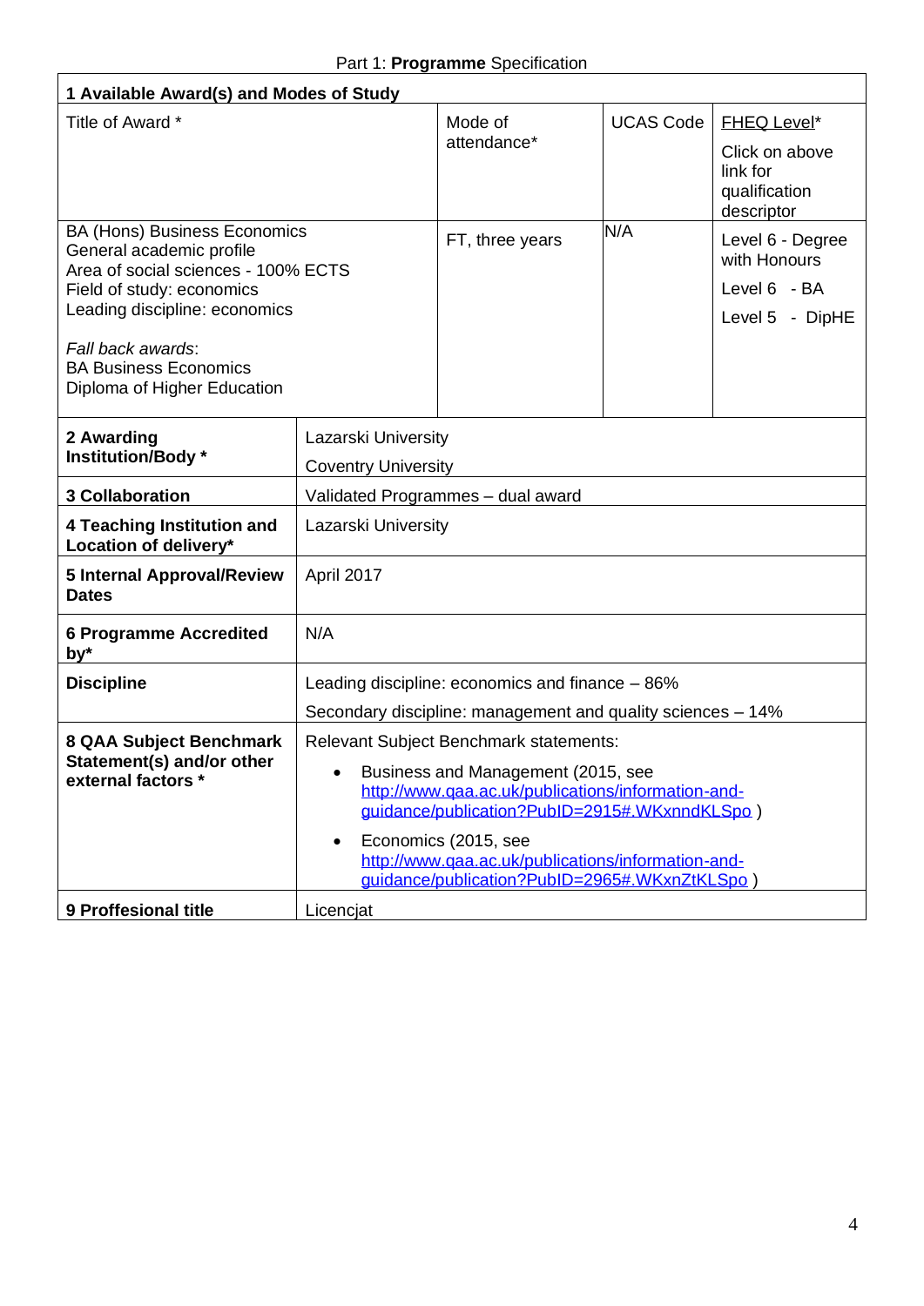Part 1: **Programme** Specification

| 1 Available Award(s) and Modes of Study | | | |
|---|---|---|---|
| Title of Award * | Mode of attendance* | UCAS Code | FHEQ Level* Click on above link for qualification descriptor |
| BA (Hons) Business Economics<br>General academic profile<br>Area of social sciences - 100% ECTS<br>Field of study: economics<br>Leading discipline: economics<br><br>*Fall back awards*:<br>BA Business Economics<br>Diploma of Higher Education | FT, three years | N/A | Level 6 - Degree with Honours<br>Level 6 - BA<br>Level 5 - DipHE |

| | |
|---|---|
| **2 Awarding Institution/Body *** | Lazarski University<br>Coventry University |
| **3 Collaboration** | Validated Programmes – dual award |
| **4 Teaching Institution and Location of delivery*** | Lazarski University |
| **5 Internal Approval/Review Dates** | April 2017 |
| **6 Programme Accredited by*** | N/A |
| **Discipline** | Leading discipline: economics and finance – 86%<br>Secondary discipline: management and quality sciences – 14% |
| **8 QAA Subject Benchmark Statement(s) and/or other external factors *** | Relevant Subject Benchmark statements:<br>• Business and Management (2015, see http://www.qaa.ac.uk/publications/information-and-guidance/publication?PubID=2915#.WKxnndKLSpo )<br>• Economics (2015, see http://www.qaa.ac.uk/publications/information-and-guidance/publication?PubID=2965#.WKxnZtKLSpo ) |
| **9 Proffesional title** | Licencjat |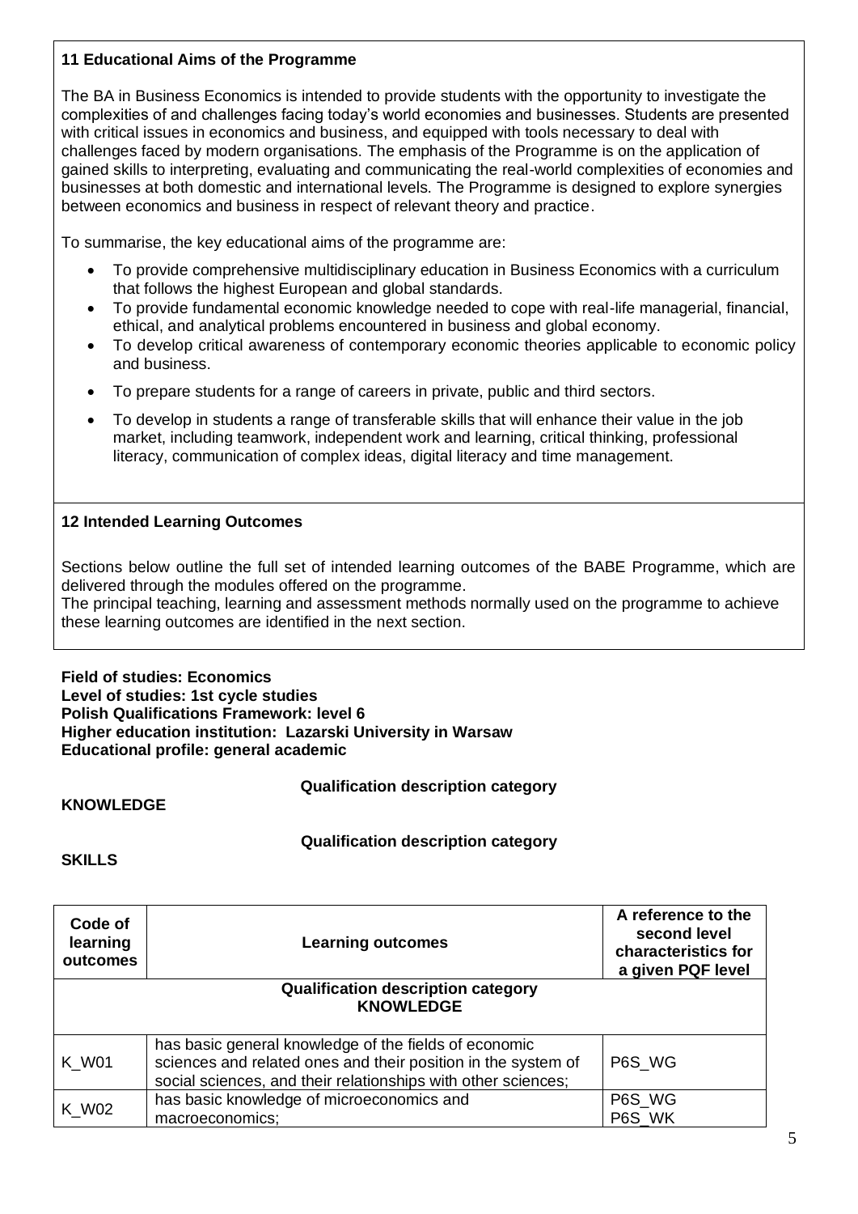### 11 Educational Aims of the Programme

The BA in Business Economics is intended to provide students with the opportunity to investigate the complexities of and challenges facing today's world economies and businesses. Students are presented with critical issues in economics and business, and equipped with tools necessary to deal with challenges faced by modern organisations. The emphasis of the Programme is on the application of gained skills to interpreting, evaluating and communicating the real-world complexities of economies and businesses at both domestic and international levels. The Programme is designed to explore synergies between economics and business in respect of relevant theory and practice.

To summarise, the key educational aims of the programme are:

- To provide comprehensive multidisciplinary education in Business Economics with a curriculum that follows the highest European and global standards.
- To provide fundamental economic knowledge needed to cope with real-life managerial, financial, ethical, and analytical problems encountered in business and global economy.
- To develop critical awareness of contemporary economic theories applicable to economic policy and business.
- To prepare students for a range of careers in private, public and third sectors.
- To develop in students a range of transferable skills that will enhance their value in the job market, including teamwork, independent work and learning, critical thinking, professional literacy, communication of complex ideas, digital literacy and time management.

### 12 Intended Learning Outcomes

Sections below outline the full set of intended learning outcomes of the BABE Programme, which are delivered through the modules offered on the programme.
The principal teaching, learning and assessment methods normally used on the programme to achieve these learning outcomes are identified in the next section.

**Field of studies: Economics**
**Level of studies: 1st cycle studies**
**Polish Qualifications Framework: level 6**
**Higher education institution: Lazarski University in Warsaw**
**Educational profile: general academic**

**Qualification description category**

**KNOWLEDGE**

**Qualification description category**

**SKILLS**

| Code of learning outcomes | Learning outcomes | A reference to the second level characteristics for a given PQF level |
|---|---|---|
| **Qualification description category KNOWLEDGE** | | |
| K_W01 | has basic general knowledge of the fields of economic sciences and related ones and their position in the system of social sciences, and their relationships with other sciences; | P6S_WG |
| K_W02 | has basic knowledge of microeconomics and macroeconomics; | P6S_WG<br>P6S_WK |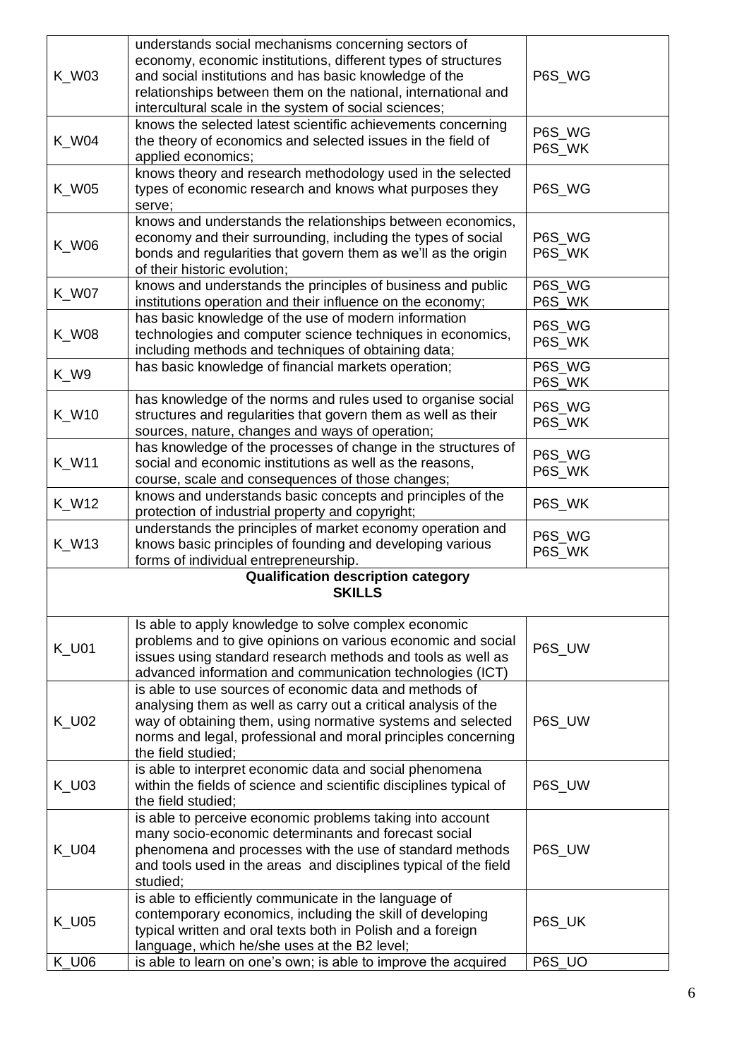| | | |
|---|---|---|
| K_W03 | understands social mechanisms concerning sectors of economy, economic institutions, different types of structures and social institutions and has basic knowledge of the relationships between them on the national, international and intercultural scale in the system of social sciences; | P6S_WG |
| K_W04 | knows the selected latest scientific achievements concerning the theory of economics and selected issues in the field of applied economics; | P6S_WG<br>P6S_WK |
| K_W05 | knows theory and research methodology used in the selected types of economic research and knows what purposes they serve; | P6S_WG |
| K_W06 | knows and understands the relationships between economics, economy and their surrounding, including the types of social bonds and regularities that govern them as we'll as the origin of their historic evolution; | P6S_WG<br>P6S_WK |
| K_W07 | knows and understands the principles of business and public institutions operation and their influence on the economy; | P6S_WG<br>P6S_WK |
| K_W08 | has basic knowledge of the use of modern information technologies and computer science techniques in economics, including methods and techniques of obtaining data; | P6S_WG<br>P6S_WK |
| K_W9 | has basic knowledge of financial markets operation; | P6S_WG<br>P6S_WK |
| K_W10 | has knowledge of the norms and rules used to organise social structures and regularities that govern them as well as their sources, nature, changes and ways of operation; | P6S_WG<br>P6S_WK |
| K_W11 | has knowledge of the processes of change in the structures of social and economic institutions as well as the reasons, course, scale and consequences of those changes; | P6S_WG<br>P6S_WK |
| K_W12 | knows and understands basic concepts and principles of the protection of industrial property and copyright; | P6S_WK |
| K_W13 | understands the principles of market economy operation and knows basic principles of founding and developing various forms of individual entrepreneurship. | P6S_WG<br>P6S_WK |
| | **Qualification description category<br>SKILLS** | |
| K_U01 | Is able to apply knowledge to solve complex economic problems and to give opinions on various economic and social issues using standard research methods and tools as well as advanced information and communication technologies (ICT) | P6S_UW |
| K_U02 | is able to use sources of economic data and methods of analysing them as well as carry out a critical analysis of the way of obtaining them, using normative systems and selected norms and legal, professional and moral principles concerning the field studied; | P6S_UW |
| K_U03 | is able to interpret economic data and social phenomena within the fields of science and scientific disciplines typical of the field studied; | P6S_UW |
| K_U04 | is able to perceive economic problems taking into account many socio-economic determinants and forecast social phenomena and processes with the use of standard methods and tools used in the areas and disciplines typical of the field studied; | P6S_UW |
| K_U05 | is able to efficiently communicate in the language of contemporary economics, including the skill of developing typical written and oral texts both in Polish and a foreign language, which he/she uses at the B2 level; | P6S_UK |
| K_U06 | is able to learn on one's own; is able to improve the acquired | P6S_UO |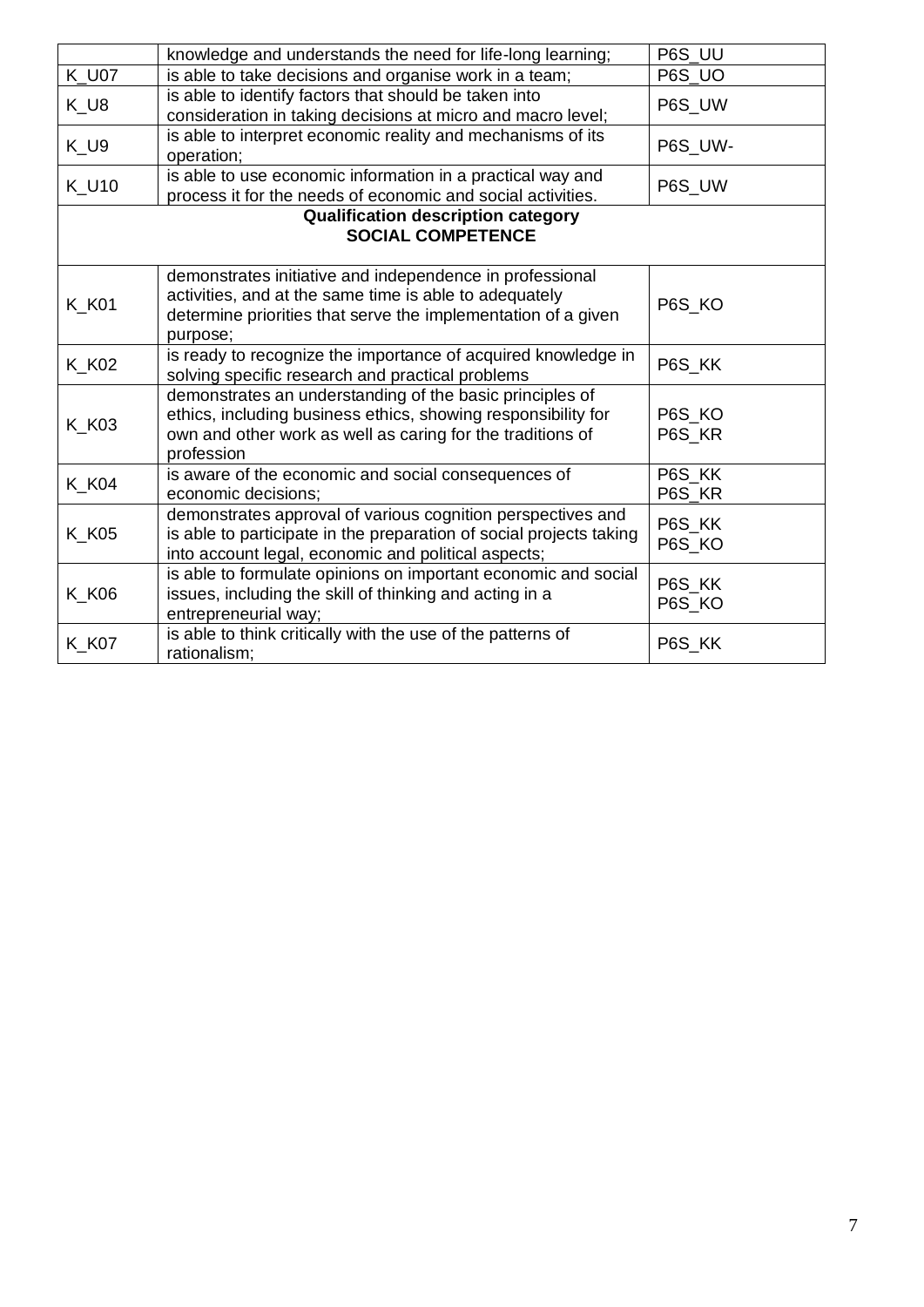| | | |
|---|---|---|
| | knowledge and understands the need for life-long learning; | P6S_UU |
| K_U07 | is able to take decisions and organise work in a team; | P6S_UO |
| K_U8 | is able to identify factors that should be taken into consideration in taking decisions at micro and macro level; | P6S_UW |
| K_U9 | is able to interpret economic reality and mechanisms of its operation; | P6S_UW- |
| K_U10 | is able to use economic information in a practical way and process it for the needs of economic and social activities. | P6S_UW |
| **Qualification description category SOCIAL COMPETENCE** | | |
| K_K01 | demonstrates initiative and independence in professional activities, and at the same time is able to adequately determine priorities that serve the implementation of a given purpose; | P6S_KO |
| K_K02 | is ready to recognize the importance of acquired knowledge in solving specific research and practical problems | P6S_KK |
| K_K03 | demonstrates an understanding of the basic principles of ethics, including business ethics, showing responsibility for own and other work as well as caring for the traditions of profession | P6S_KO<br>P6S_KR |
| K_K04 | is aware of the economic and social consequences of economic decisions; | P6S_KK<br>P6S_KR |
| K_K05 | demonstrates approval of various cognition perspectives and is able to participate in the preparation of social projects taking into account legal, economic and political aspects; | P6S_KK<br>P6S_KO |
| K_K06 | is able to formulate opinions on important economic and social issues, including the skill of thinking and acting in a entrepreneurial way; | P6S_KK<br>P6S_KO |
| K_K07 | is able to think critically with the use of the patterns of rationalism; | P6S_KK |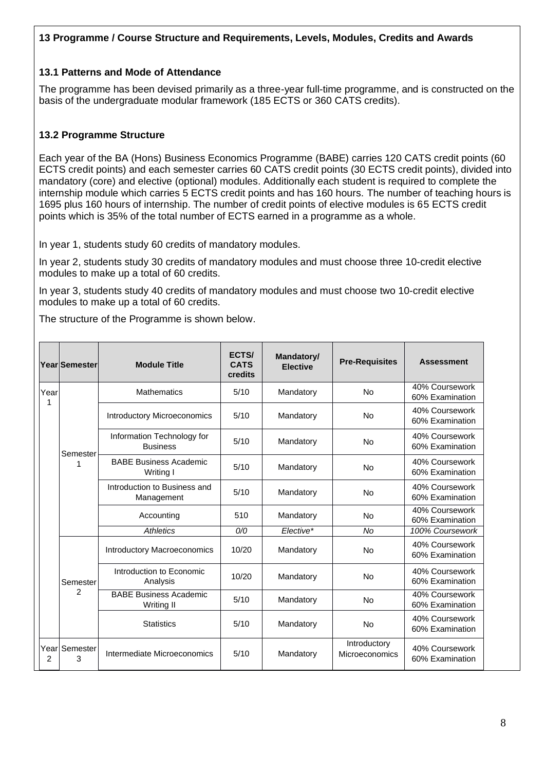### 13 Programme / Course Structure and Requirements, Levels, Modules, Credits and Awards

#### 13.1 Patterns and Mode of Attendance

The programme has been devised primarily as a three-year full-time programme, and is constructed on the basis of the undergraduate modular framework (185 ECTS or 360 CATS credits).

#### 13.2 Programme Structure

Each year of the BA (Hons) Business Economics Programme (BABE) carries 120 CATS credit points (60 ECTS credit points) and each semester carries 60 CATS credit points (30 ECTS credit points), divided into mandatory (core) and elective (optional) modules. Additionally each student is required to complete the internship module which carries 5 ECTS credit points and has 160 hours. The number of teaching hours is 1695 plus 160 hours of internship. The number of credit points of elective modules is 65 ECTS credit points which is 35% of the total number of ECTS earned in a programme as a whole.

In year 1, students study 60 credits of mandatory modules.

In year 2, students study 30 credits of mandatory modules and must choose three 10-credit elective modules to make up a total of 60 credits.

In year 3, students study 40 credits of mandatory modules and must choose two 10-credit elective modules to make up a total of 60 credits.

The structure of the Programme is shown below.

| Year | Semester | Module Title | ECTS/ CATS credits | Mandatory/ Elective | Pre-Requisites | Assessment |
|---|---|---|---|---|---|---|
| Year 1 | Semester 1 | Mathematics | 5/10 | Mandatory | No | 40% Coursework 60% Examination |
| | | Introductory Microeconomics | 5/10 | Mandatory | No | 40% Coursework 60% Examination |
| | | Information Technology for Business | 5/10 | Mandatory | No | 40% Coursework 60% Examination |
| | | BABE Business Academic Writing I | 5/10 | Mandatory | No | 40% Coursework 60% Examination |
| | | Introduction to Business and Management | 5/10 | Mandatory | No | 40% Coursework 60% Examination |
| | | Accounting | 510 | Mandatory | No | 40% Coursework 60% Examination |
| | | *Athletics* | *0/0* | *Elective** | *No* | *100% Coursework* |
| | Semester 2 | Introductory Macroeconomics | 10/20 | Mandatory | No | 40% Coursework 60% Examination |
| | | Introduction to Economic Analysis | 10/20 | Mandatory | No | 40% Coursework 60% Examination |
| | | BABE Business Academic Writing II | 5/10 | Mandatory | No | 40% Coursework 60% Examination |
| | | Statistics | 5/10 | Mandatory | No | 40% Coursework 60% Examination |
| Year 2 | Semester 3 | Intermediate Microeconomics | 5/10 | Mandatory | Introductory Microeconomics | 40% Coursework 60% Examination |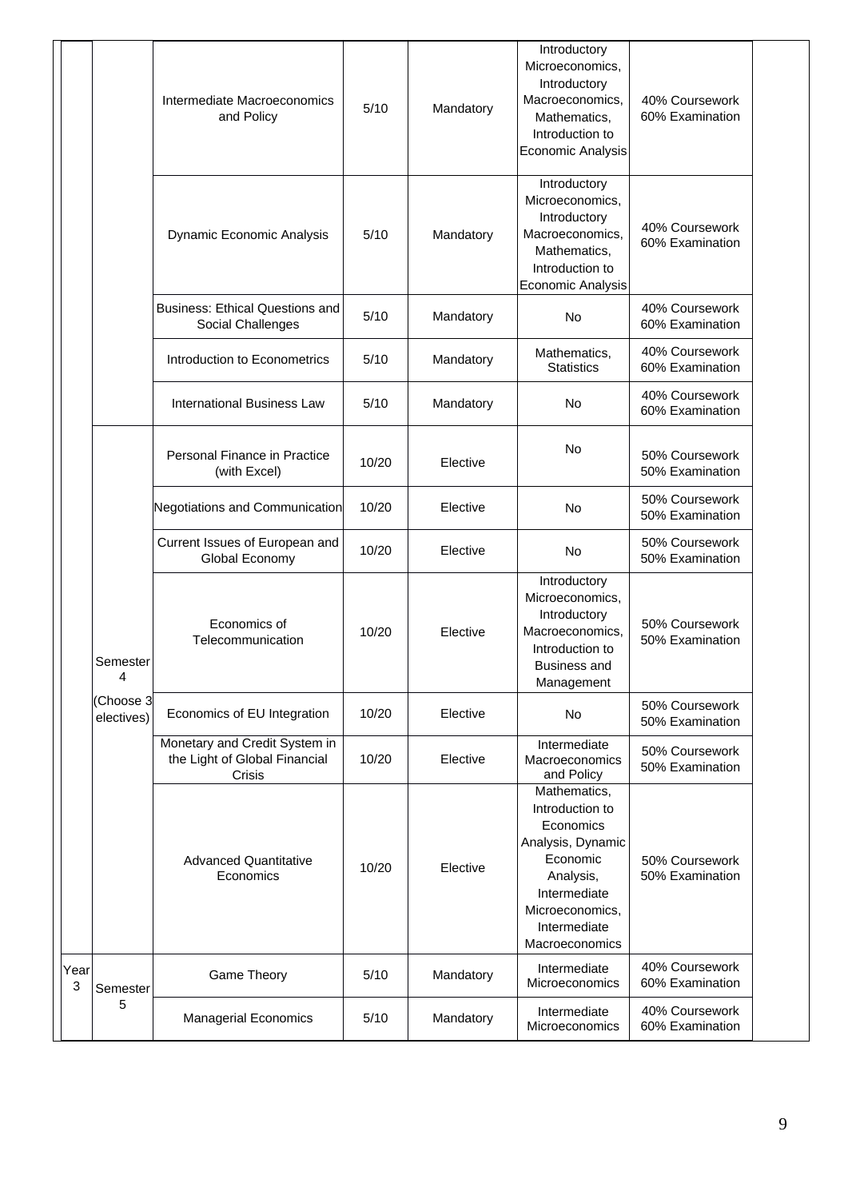| | | | | | | |
|---|---|---|---|---|---|---|
| | | Intermediate Macroeconomics and Policy | 5/10 | Mandatory | Introductory Microeconomics, Introductory Macroeconomics, Mathematics, Introduction to Economic Analysis | 40% Coursework 60% Examination |
| | | Dynamic Economic Analysis | 5/10 | Mandatory | Introductory Microeconomics, Introductory Macroeconomics, Mathematics, Introduction to Economic Analysis | 40% Coursework 60% Examination |
| | | Business: Ethical Questions and Social Challenges | 5/10 | Mandatory | No | 40% Coursework 60% Examination |
| | | Introduction to Econometrics | 5/10 | Mandatory | Mathematics, Statistics | 40% Coursework 60% Examination |
| | | International Business Law | 5/10 | Mandatory | No | 40% Coursework 60% Examination |
| | Semester 4 (Choose 3 electives) | Personal Finance in Practice (with Excel) | 10/20 | Elective | No | 50% Coursework 50% Examination |
| | | Negotiations and Communication | 10/20 | Elective | No | 50% Coursework 50% Examination |
| | | Current Issues of European and Global Economy | 10/20 | Elective | No | 50% Coursework 50% Examination |
| | | Economics of Telecommunication | 10/20 | Elective | Introductory Microeconomics, Introductory Macroeconomics, Introduction to Business and Management | 50% Coursework 50% Examination |
| | | Economics of EU Integration | 10/20 | Elective | No | 50% Coursework 50% Examination |
| | | Monetary and Credit System in the Light of Global Financial Crisis | 10/20 | Elective | Intermediate Macroeconomics and Policy | 50% Coursework 50% Examination |
| | | Advanced Quantitative Economics | 10/20 | Elective | Mathematics, Introduction to Economics Analysis, Dynamic Economic Analysis, Intermediate Microeconomics, Intermediate Macroeconomics | 50% Coursework 50% Examination |
| Year 3 | Semester 5 | Game Theory | 5/10 | Mandatory | Intermediate Microeconomics | 40% Coursework 60% Examination |
| | | Managerial Economics | 5/10 | Mandatory | Intermediate Microeconomics | 40% Coursework 60% Examination |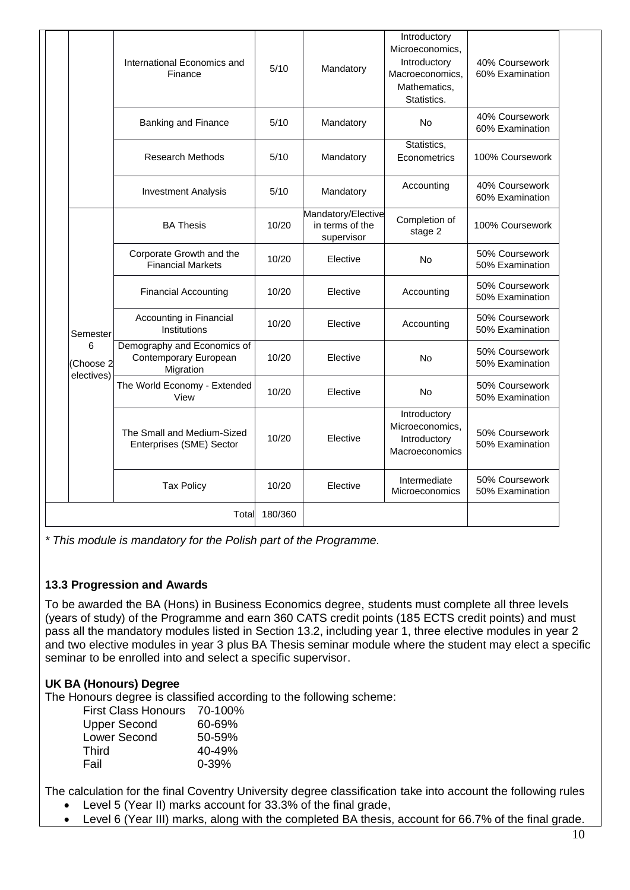| | | | | | |
|---|---|---|---|---|---|
| | International Economics and Finance | 5/10 | Mandatory | Introductory Microeconomics, Introductory Macroeconomics, Mathematics, Statistics. | 40% Coursework 60% Examination |
| | Banking and Finance | 5/10 | Mandatory | No | 40% Coursework 60% Examination |
| | Research Methods | 5/10 | Mandatory | Statistics, Econometrics | 100% Coursework |
| | Investment Analysis | 5/10 | Mandatory | Accounting | 40% Coursework 60% Examination |
| Semester 6 (Choose 2 electives) | BA Thesis | 10/20 | Mandatory/Elective in terms of the supervisor | Completion of stage 2 | 100% Coursework |
| | Corporate Growth and the Financial Markets | 10/20 | Elective | No | 50% Coursework 50% Examination |
| | Financial Accounting | 10/20 | Elective | Accounting | 50% Coursework 50% Examination |
| | Accounting in Financial Institutions | 10/20 | Elective | Accounting | 50% Coursework 50% Examination |
| | Demography and Economics of Contemporary European Migration | 10/20 | Elective | No | 50% Coursework 50% Examination |
| | The World Economy - Extended View | 10/20 | Elective | No | 50% Coursework 50% Examination |
| | The Small and Medium-Sized Enterprises (SME) Sector | 10/20 | Elective | Introductory Microeconomics, Introductory Macroeconomics | 50% Coursework 50% Examination |
| | Tax Policy | 10/20 | Elective | Intermediate Microeconomics | 50% Coursework 50% Examination |
| | Total | 180/360 | | | |

*\* This module is mandatory for the Polish part of the Programme.*

### 13.3 Progression and Awards

To be awarded the BA (Hons) in Business Economics degree, students must complete all three levels (years of study) of the Programme and earn 360 CATS credit points (185 ECTS credit points) and must pass all the mandatory modules listed in Section 13.2, including year 1, three elective modules in year 2 and two elective modules in year 3 plus BA Thesis seminar module where the student may elect a specific seminar to be enrolled into and select a specific supervisor.

**UK BA (Honours) Degree**

The Honours degree is classified according to the following scheme:

| | |
|---|---|
| First Class Honours | 70-100% |
| Upper Second | 60-69% |
| Lower Second | 50-59% |
| Third | 40-49% |
| Fail | 0-39% |

The calculation for the final Coventry University degree classification take into account the following rules

- Level 5 (Year II) marks account for 33.3% of the final grade,
- Level 6 (Year III) marks, along with the completed BA thesis, account for 66.7% of the final grade.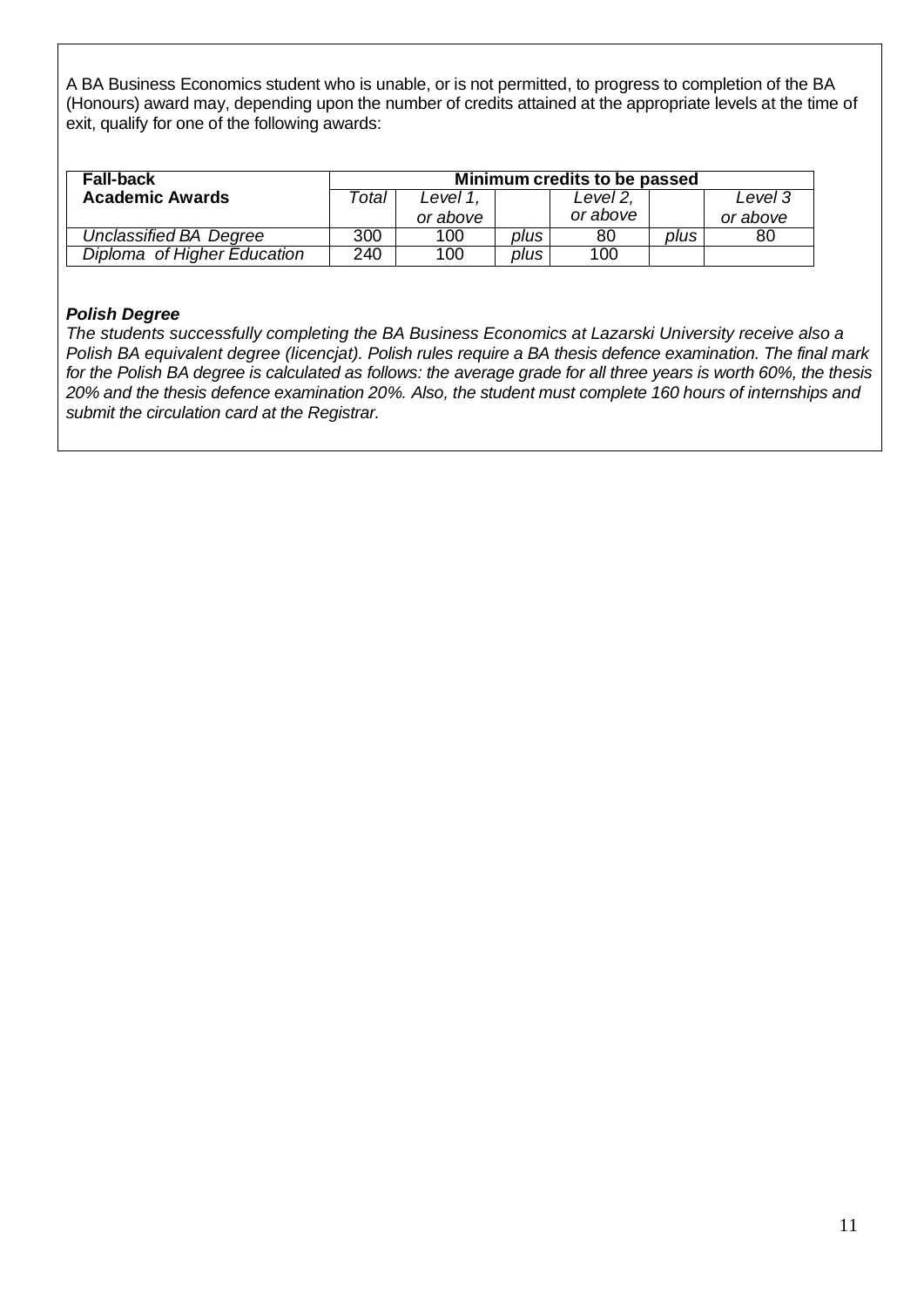A BA Business Economics student who is unable, or is not permitted, to progress to completion of the BA (Honours) award may, depending upon the number of credits attained at the appropriate levels at the time of exit, qualify for one of the following awards:

| **Fall-back Academic Awards** | **Minimum credits to be passed** | | | | | |
|---|---|---|---|---|---|---|
| | *Total* | *Level 1, or above* | | *Level 2, or above* | | *Level 3 or above* |
| *Unclassified BA Degree* | 300 | 100 | *plus* | 80 | *plus* | 80 |
| *Diploma of Higher Education* | 240 | 100 | *plus* | 100 | | |

***Polish Degree***

*The students successfully completing the BA Business Economics at Lazarski University receive also a Polish BA equivalent degree (licencjat). Polish rules require a BA thesis defence examination. The final mark for the Polish BA degree is calculated as follows: the average grade for all three years is worth 60%, the thesis 20% and the thesis defence examination 20%. Also, the student must complete 160 hours of internships and submit the circulation card at the Registrar.*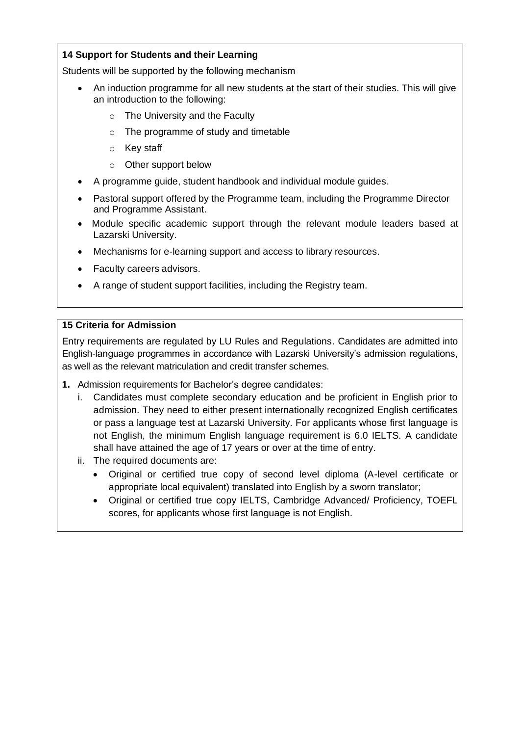### 14 Support for Students and their Learning

Students will be supported by the following mechanism

- An induction programme for all new students at the start of their studies. This will give an introduction to the following:
  - The University and the Faculty
  - The programme of study and timetable
  - Key staff
  - Other support below
- A programme guide, student handbook and individual module guides.
- Pastoral support offered by the Programme team, including the Programme Director and Programme Assistant.
- Module specific academic support through the relevant module leaders based at Lazarski University.
- Mechanisms for e-learning support and access to library resources.
- Faculty careers advisors.
- A range of student support facilities, including the Registry team.

### 15 Criteria for Admission

Entry requirements are regulated by LU Rules and Regulations. Candidates are admitted into English-language programmes in accordance with Lazarski University's admission regulations, as well as the relevant matriculation and credit transfer schemes.

**1.** Admission requirements for Bachelor's degree candidates:

   i. Candidates must complete secondary education and be proficient in English prior to admission. They need to either present internationally recognized English certificates or pass a language test at Lazarski University. For applicants whose first language is not English, the minimum English language requirement is 6.0 IELTS. A candidate shall have attained the age of 17 years or over at the time of entry.

   ii. The required documents are:
   - Original or certified true copy of second level diploma (A-level certificate or appropriate local equivalent) translated into English by a sworn translator;
   - Original or certified true copy IELTS, Cambridge Advanced/ Proficiency, TOEFL scores, for applicants whose first language is not English.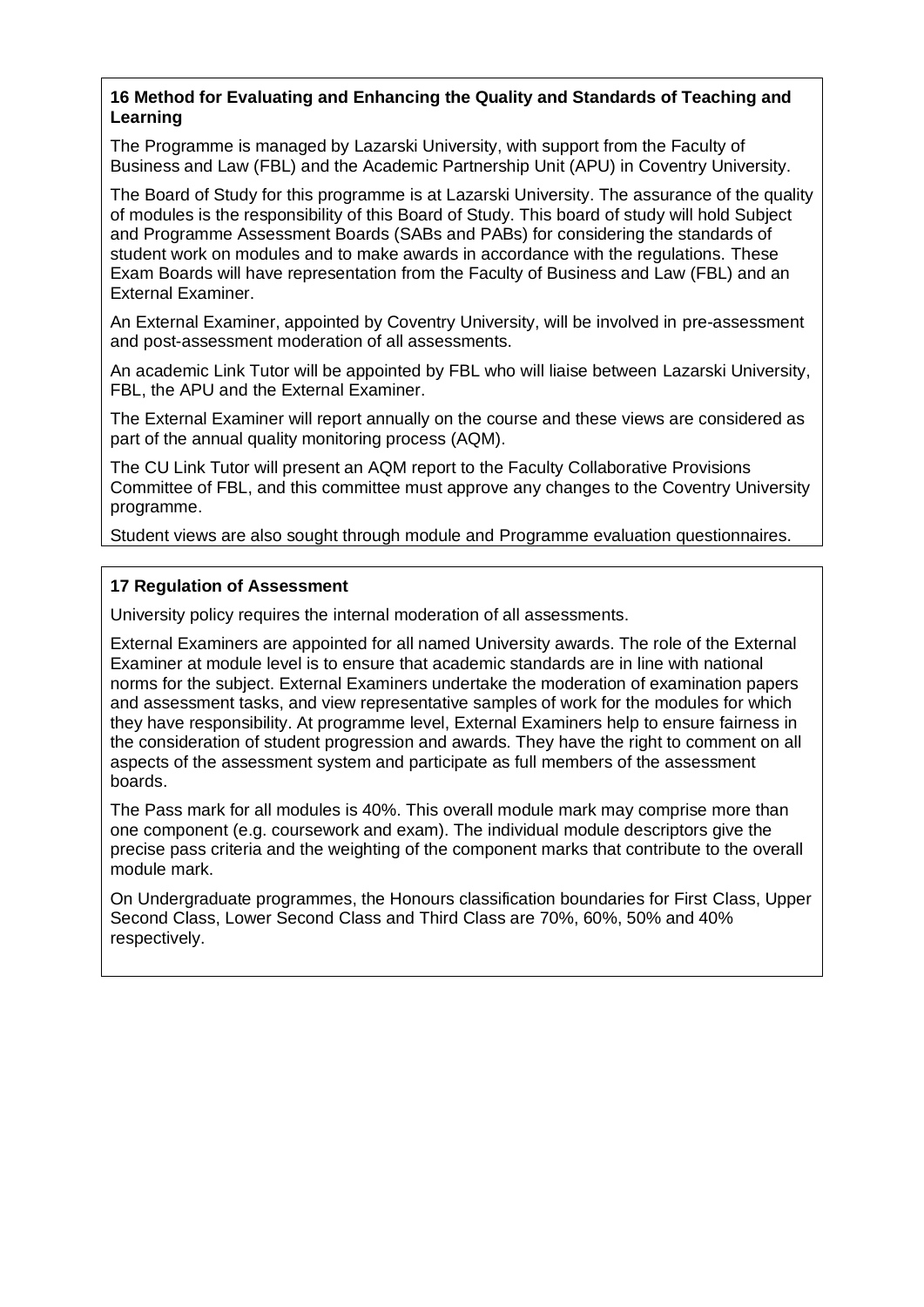**16 Method for Evaluating and Enhancing the Quality and Standards of Teaching and Learning**

The Programme is managed by Lazarski University, with support from the Faculty of Business and Law (FBL) and the Academic Partnership Unit (APU) in Coventry University.

The Board of Study for this programme is at Lazarski University. The assurance of the quality of modules is the responsibility of this Board of Study. This board of study will hold Subject and Programme Assessment Boards (SABs and PABs) for considering the standards of student work on modules and to make awards in accordance with the regulations. These Exam Boards will have representation from the Faculty of Business and Law (FBL) and an External Examiner.

An External Examiner, appointed by Coventry University, will be involved in pre-assessment and post-assessment moderation of all assessments.

An academic Link Tutor will be appointed by FBL who will liaise between Lazarski University, FBL, the APU and the External Examiner.

The External Examiner will report annually on the course and these views are considered as part of the annual quality monitoring process (AQM).

The CU Link Tutor will present an AQM report to the Faculty Collaborative Provisions Committee of FBL, and this committee must approve any changes to the Coventry University programme.

Student views are also sought through module and Programme evaluation questionnaires.

**17 Regulation of Assessment**

University policy requires the internal moderation of all assessments.

External Examiners are appointed for all named University awards. The role of the External Examiner at module level is to ensure that academic standards are in line with national norms for the subject. External Examiners undertake the moderation of examination papers and assessment tasks, and view representative samples of work for the modules for which they have responsibility. At programme level, External Examiners help to ensure fairness in the consideration of student progression and awards. They have the right to comment on all aspects of the assessment system and participate as full members of the assessment boards.

The Pass mark for all modules is 40%. This overall module mark may comprise more than one component (e.g. coursework and exam). The individual module descriptors give the precise pass criteria and the weighting of the component marks that contribute to the overall module mark.

On Undergraduate programmes, the Honours classification boundaries for First Class, Upper Second Class, Lower Second Class and Third Class are 70%, 60%, 50% and 40% respectively.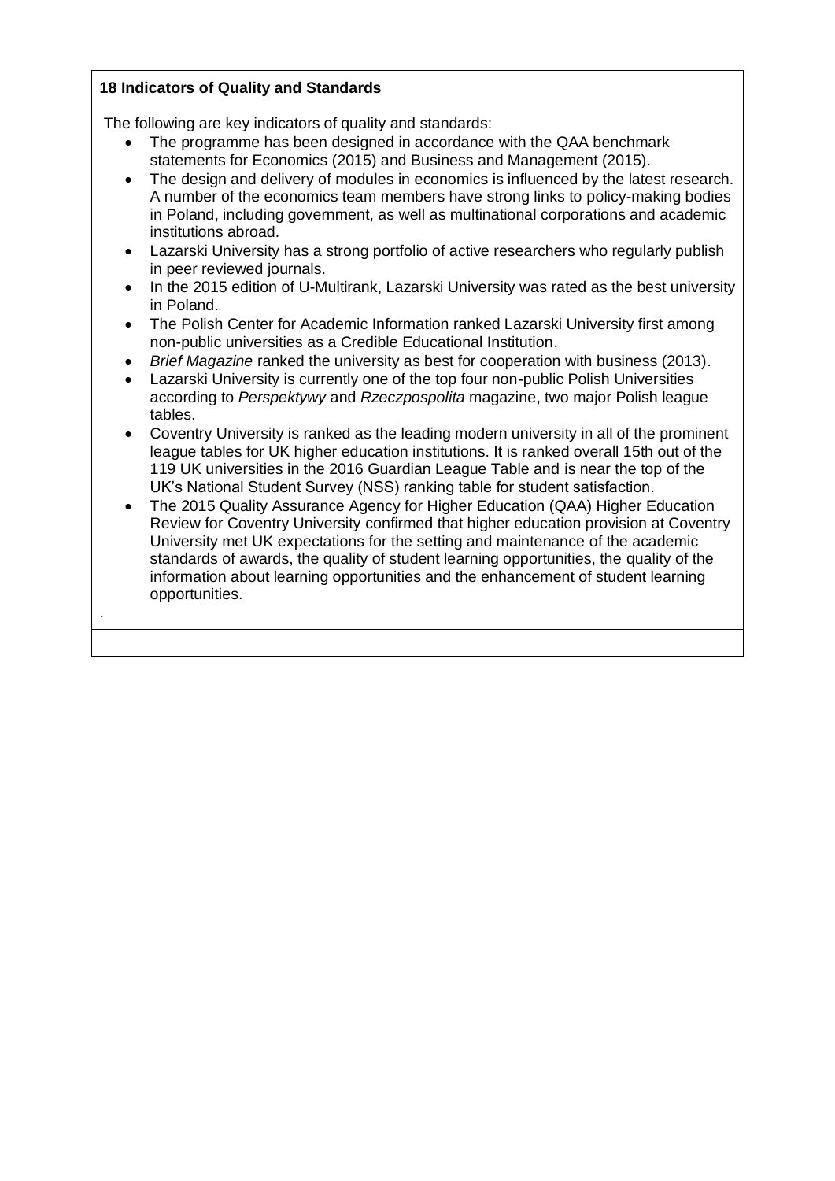**18 Indicators of Quality and Standards**

The following are key indicators of quality and standards:

- The programme has been designed in accordance with the QAA benchmark statements for Economics (2015) and Business and Management (2015).
- The design and delivery of modules in economics is influenced by the latest research. A number of the economics team members have strong links to policy-making bodies in Poland, including government, as well as multinational corporations and academic institutions abroad.
- Lazarski University has a strong portfolio of active researchers who regularly publish in peer reviewed journals.
- In the 2015 edition of U-Multirank, Lazarski University was rated as the best university in Poland.
- The Polish Center for Academic Information ranked Lazarski University first among non-public universities as a Credible Educational Institution.
- *Brief Magazine* ranked the university as best for cooperation with business (2013).
- Lazarski University is currently one of the top four non-public Polish Universities according to *Perspektywy* and *Rzeczpospolita* magazine, two major Polish league tables.
- Coventry University is ranked as the leading modern university in all of the prominent league tables for UK higher education institutions. It is ranked overall 15th out of the 119 UK universities in the 2016 Guardian League Table and is near the top of the UK's National Student Survey (NSS) ranking table for student satisfaction.
- The 2015 Quality Assurance Agency for Higher Education (QAA) Higher Education Review for Coventry University confirmed that higher education provision at Coventry University met UK expectations for the setting and maintenance of the academic standards of awards, the quality of student learning opportunities, the quality of the information about learning opportunities and the enhancement of student learning opportunities.

.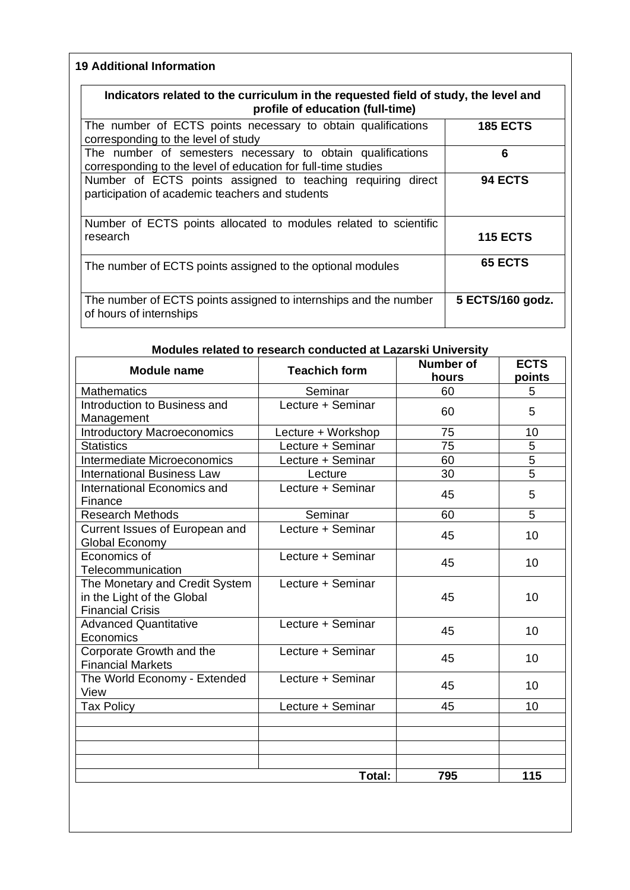## 19 Additional Information

| Indicators related to the curriculum in the requested field of study, the level and profile of education (full-time) | |
|---|---|
| The number of ECTS points necessary to obtain qualifications corresponding to the level of study | **185 ECTS** |
| The number of semesters necessary to obtain qualifications corresponding to the level of education for full-time studies | **6** |
| Number of ECTS points assigned to teaching requiring direct participation of academic teachers and students | **94 ECTS** |
| Number of ECTS points allocated to modules related to scientific research | **115 ECTS** |
| The number of ECTS points assigned to the optional modules | **65 ECTS** |
| The number of ECTS points assigned to internships and the number of hours of internships | **5 ECTS/160 godz.** |

**Modules related to research conducted at Lazarski University**

| Module name | Teachich form | Number of hours | ECTS points |
|---|---|---|---|
| Mathematics | Seminar | 60 | 5 |
| Introduction to Business and Management | Lecture + Seminar | 60 | 5 |
| Introductory Macroeconomics | Lecture + Workshop | 75 | 10 |
| Statistics | Lecture + Seminar | 75 | 5 |
| Intermediate Microeconomics | Lecture + Seminar | 60 | 5 |
| International Business Law | Lecture | 30 | 5 |
| International Economics and Finance | Lecture + Seminar | 45 | 5 |
| Research Methods | Seminar | 60 | 5 |
| Current Issues of European and Global Economy | Lecture + Seminar | 45 | 10 |
| Economics of Telecommunication | Lecture + Seminar | 45 | 10 |
| The Monetary and Credit System in the Light of the Global Financial Crisis | Lecture + Seminar | 45 | 10 |
| Advanced Quantitative Economics | Lecture + Seminar | 45 | 10 |
| Corporate Growth and the Financial Markets | Lecture + Seminar | 45 | 10 |
| The World Economy - Extended View | Lecture + Seminar | 45 | 10 |
| Tax Policy | Lecture + Seminar | 45 | 10 |
| | | | |
| | | | |
| | | | |
| | | | |
| | **Total:** | **795** | **115** |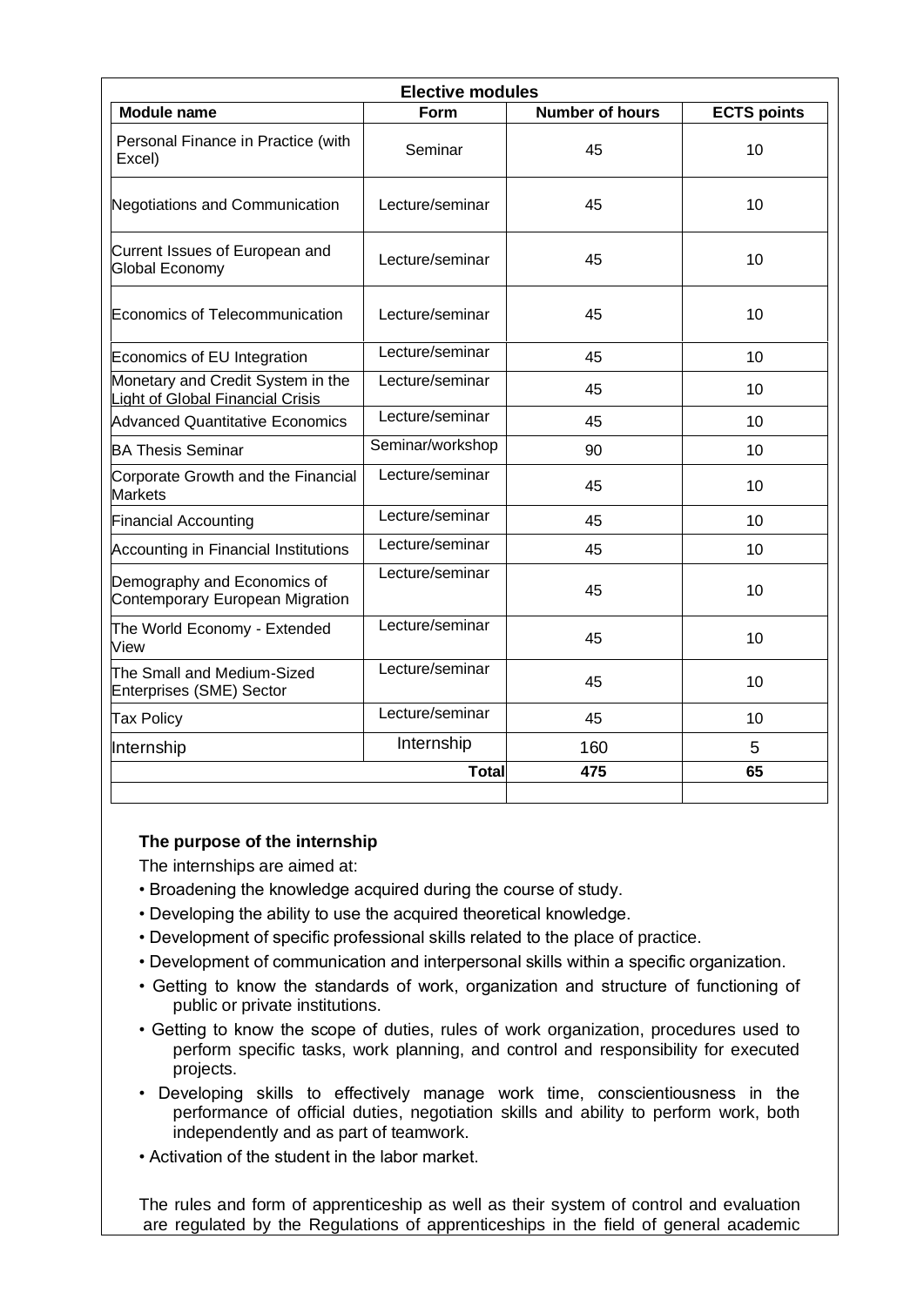| Elective modules | | | |
|---|---|---|---|
| **Module name** | **Form** | **Number of hours** | **ECTS points** |
| Personal Finance in Practice (with Excel) | Seminar | 45 | 10 |
| Negotiations and Communication | Lecture/seminar | 45 | 10 |
| Current Issues of European and Global Economy | Lecture/seminar | 45 | 10 |
| Economics of Telecommunication | Lecture/seminar | 45 | 10 |
| Economics of EU Integration | Lecture/seminar | 45 | 10 |
| Monetary and Credit System in the Light of Global Financial Crisis | Lecture/seminar | 45 | 10 |
| Advanced Quantitative Economics | Lecture/seminar | 45 | 10 |
| BA Thesis Seminar | Seminar/workshop | 90 | 10 |
| Corporate Growth and the Financial Markets | Lecture/seminar | 45 | 10 |
| Financial Accounting | Lecture/seminar | 45 | 10 |
| Accounting in Financial Institutions | Lecture/seminar | 45 | 10 |
| Demography and Economics of Contemporary European Migration | Lecture/seminar | 45 | 10 |
| The World Economy - Extended View | Lecture/seminar | 45 | 10 |
| The Small and Medium-Sized Enterprises (SME) Sector | Lecture/seminar | 45 | 10 |
| Tax Policy | Lecture/seminar | 45 | 10 |
| Internship | Internship | 160 | 5 |
| | **Total** | **475** | **65** |

**The purpose of the internship**

The internships are aimed at:

- Broadening the knowledge acquired during the course of study.
- Developing the ability to use the acquired theoretical knowledge.
- Development of specific professional skills related to the place of practice.
- Development of communication and interpersonal skills within a specific organization.
- Getting to know the standards of work, organization and structure of functioning of public or private institutions.
- Getting to know the scope of duties, rules of work organization, procedures used to perform specific tasks, work planning, and control and responsibility for executed projects.
- Developing skills to effectively manage work time, conscientiousness in the performance of official duties, negotiation skills and ability to perform work, both independently and as part of teamwork.
- Activation of the student in the labor market.

The rules and form of apprenticeship as well as their system of control and evaluation are regulated by the Regulations of apprenticeships in the field of general academic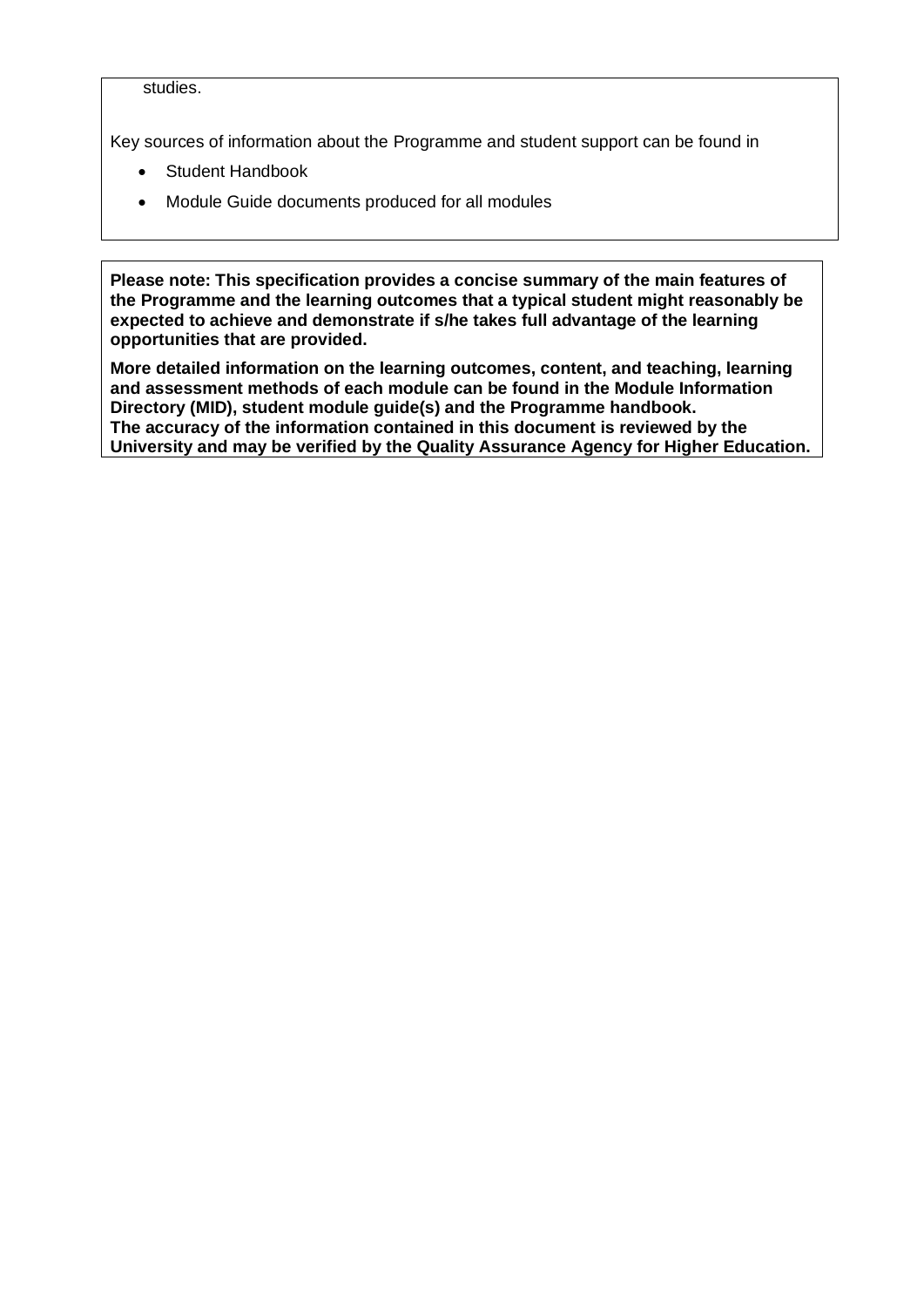studies.

Key sources of information about the Programme and student support can be found in

- Student Handbook
- Module Guide documents produced for all modules

**Please note: This specification provides a concise summary of the main features of the Programme and the learning outcomes that a typical student might reasonably be expected to achieve and demonstrate if s/he takes full advantage of the learning opportunities that are provided.**

**More detailed information on the learning outcomes, content, and teaching, learning and assessment methods of each module can be found in the Module Information Directory (MID), student module guide(s) and the Programme handbook.**
**The accuracy of the information contained in this document is reviewed by the University and may be verified by the Quality Assurance Agency for Higher Education.**